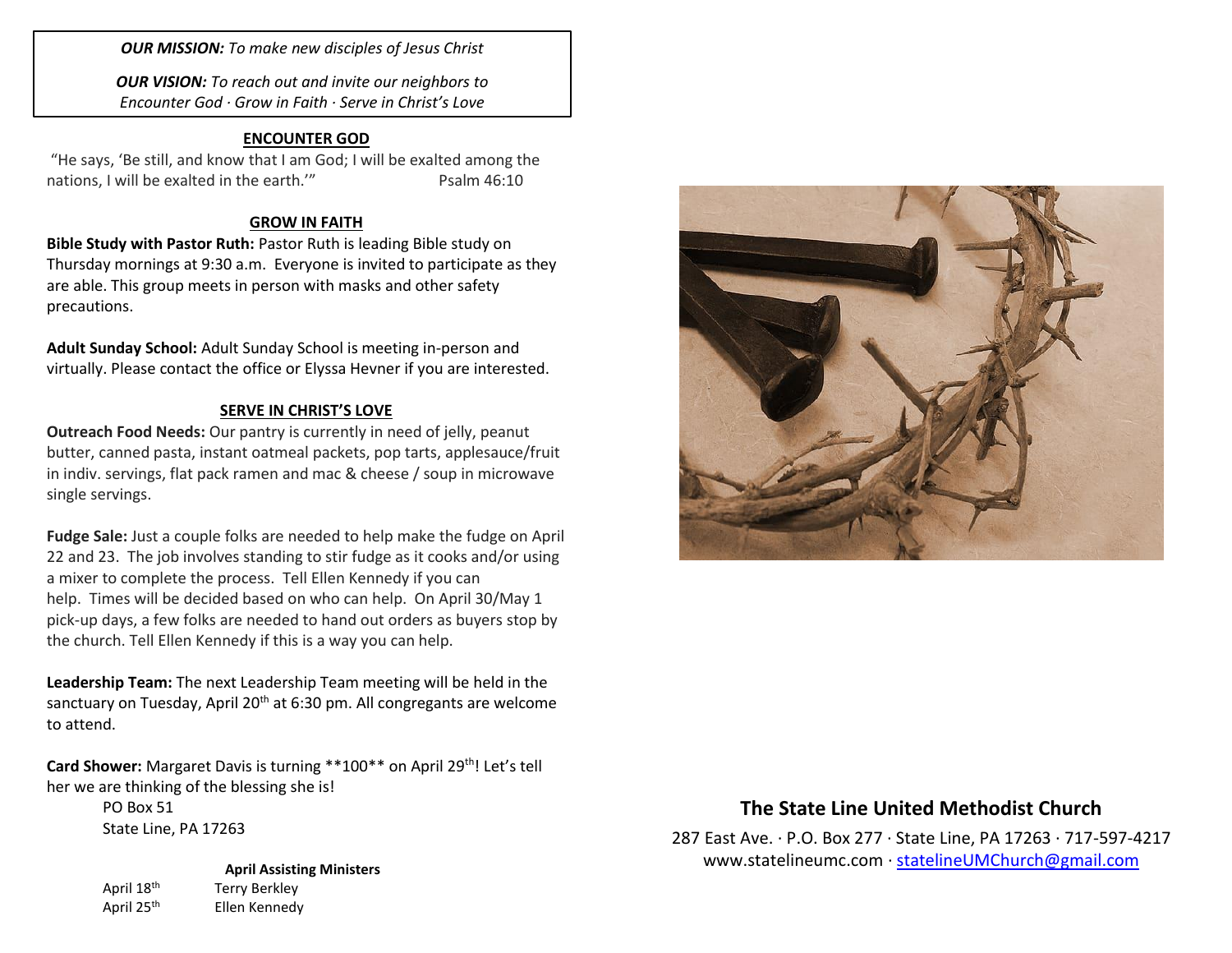***OUR MISSION:*** *To make new disciples of Jesus Christ*

***OUR VISION:*** *To reach out and invite our neighbors to Encounter God · Grow in Faith · Serve in Christ's Love*

## ENCOUNTER GOD

"He says, 'Be still, and know that I am God; I will be exalted among the nations, I will be exalted in the earth.'" Psalm 46:10

## GROW IN FAITH

**Bible Study with Pastor Ruth:** Pastor Ruth is leading Bible study on Thursday mornings at 9:30 a.m. Everyone is invited to participate as they are able. This group meets in person with masks and other safety precautions.

**Adult Sunday School:** Adult Sunday School is meeting in-person and virtually. Please contact the office or Elyssa Hevner if you are interested.

## SERVE IN CHRIST'S LOVE

**Outreach Food Needs:** Our pantry is currently in need of jelly, peanut butter, canned pasta, instant oatmeal packets, pop tarts, applesauce/fruit in indiv. servings, flat pack ramen and mac & cheese / soup in microwave single servings.

**Fudge Sale:** Just a couple folks are needed to help make the fudge on April 22 and 23. The job involves standing to stir fudge as it cooks and/or using a mixer to complete the process. Tell Ellen Kennedy if you can help. Times will be decided based on who can help. On April 30/May 1 pick-up days, a few folks are needed to hand out orders as buyers stop by the church. Tell Ellen Kennedy if this is a way you can help.

**Leadership Team:** The next Leadership Team meeting will be held in the sanctuary on Tuesday, April 20th at 6:30 pm. All congregants are welcome to attend.

**Card Shower:** Margaret Davis is turning **100** on April 29th! Let's tell her we are thinking of the blessing she is!

PO Box 51
State Line, PA 17263

**April Assisting Ministers**

| | |
|---|---|
| April 18th | Terry Berkley |
| April 25th | Ellen Kennedy |

## The State Line United Methodist Church

287 East Ave. · P.O. Box 277 · State Line, PA 17263 · 717-597-4217
www.statelineumc.com · statelineUMChurch@gmail.com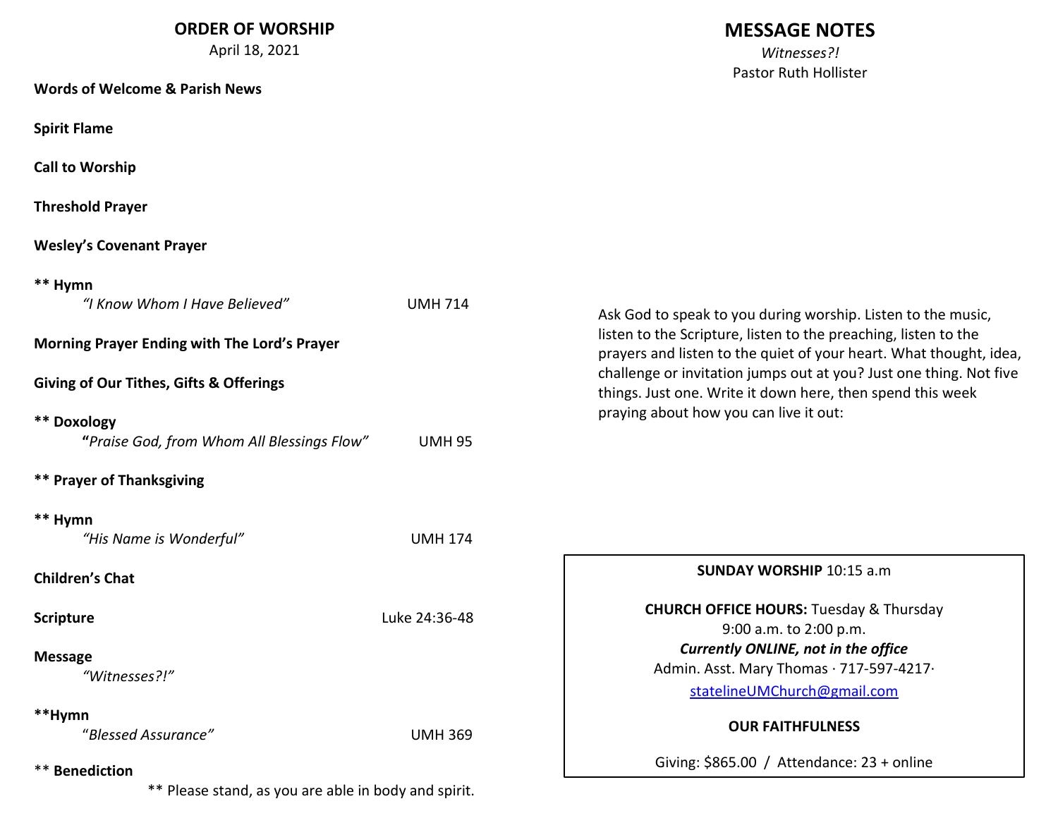## ORDER OF WORSHIP

April 18, 2021

**Words of Welcome & Parish News**

**Spirit Flame**

**Call to Worship**

**Threshold Prayer**

**Wesley's Covenant Prayer**

**\*\* Hymn**
*"I Know Whom I Have Believed"* UMH 714

**Morning Prayer Ending with The Lord's Prayer**

**Giving of Our Tithes, Gifts & Offerings**

**\*\* Doxology**
**"***Praise God, from Whom All Blessings Flow"* UMH 95

**\*\* Prayer of Thanksgiving**

**\*\* Hymn**
*"His Name is Wonderful"* UMH 174

**Children's Chat**

**Scripture** Luke 24:36-48

**Message**
*"Witnesses?!"*

**\*\*Hymn**
"*Blessed Assurance"* UMH 369

\*\* **Benediction**

\*\* Please stand, as you are able in body and spirit.

## MESSAGE NOTES

*Witnesses?!*
Pastor Ruth Hollister

Ask God to speak to you during worship. Listen to the music, listen to the Scripture, listen to the preaching, listen to the prayers and listen to the quiet of your heart. What thought, idea, challenge or invitation jumps out at you? Just one thing. Not five things. Just one. Write it down here, then spend this week praying about how you can live it out:

**SUNDAY WORSHIP** 10:15 a.m

**CHURCH OFFICE HOURS:** Tuesday & Thursday
9:00 a.m. to 2:00 p.m.
***Currently ONLINE, not in the office***
Admin. Asst. Mary Thomas · 717-597-4217·
statelineUMChurch@gmail.com

**OUR FAITHFULNESS**

Giving: $865.00 / Attendance: 23 + online